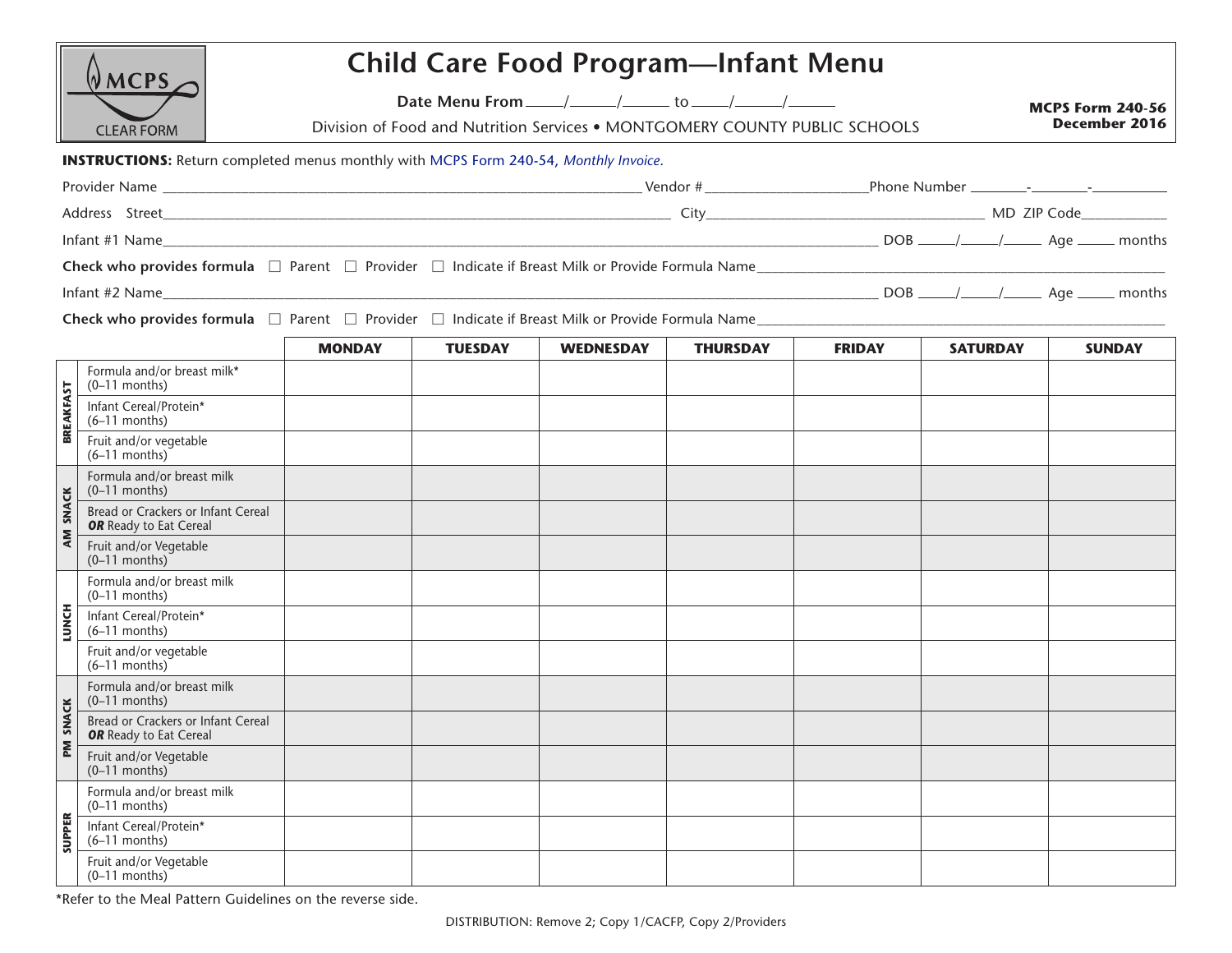MCPS

CLEAR FORM

# Child Care Food Program—Infant Menu

**Date Menu From** \_\_\_\_\_/\_\_\_\_\_\_/\_\_\_\_\_\_ to \_\_\_\_\_/\_\_\_\_\_\_/\_\_\_\_\_\_

Division of Food and Nutrition Services • MONTGOMERY COUNTY PUBLIC SCHOOLS

**MCPS Form 240-56**
**December 2016**

**INSTRUCTIONS:** Return completed menus monthly with MCPS Form 240-54, *Monthly Invoice*.

Provider Name \_\_\_\_\_\_\_\_\_\_\_\_\_\_\_\_\_\_\_\_\_\_\_\_\_\_\_\_\_\_ Vendor # \_\_\_\_\_\_\_\_\_\_\_\_\_\_\_\_\_\_ Phone Number \_\_\_\_\_\_\_-\_\_\_\_\_\_\_-\_\_\_\_\_\_\_\_\_

Address Street \_\_\_\_\_\_\_\_\_\_\_\_\_\_\_\_\_\_\_\_\_\_\_\_\_\_\_\_\_\_ City \_\_\_\_\_\_\_\_\_\_\_\_\_\_\_\_\_\_\_\_\_\_\_\_ MD ZIP Code \_\_\_\_\_\_\_\_\_\_

Infant #1 Name \_\_\_\_\_\_\_\_\_\_\_\_\_\_\_\_\_\_\_\_\_\_\_\_\_\_\_\_\_\_\_\_\_\_\_\_\_\_\_\_ DOB \_\_\_\_\_/\_\_\_\_\_/\_\_\_\_\_ Age \_\_\_\_\_ months

**Check who provides formula** ☐ Parent ☐ Provider ☐ Indicate if Breast Milk or Provide Formula Name \_\_\_\_\_\_\_\_\_\_\_\_\_\_\_\_\_\_\_\_\_\_\_\_\_\_\_\_\_\_

Infant #2 Name \_\_\_\_\_\_\_\_\_\_\_\_\_\_\_\_\_\_\_\_\_\_\_\_\_\_\_\_\_\_\_\_\_\_\_\_\_\_\_\_ DOB \_\_\_\_\_/\_\_\_\_\_/\_\_\_\_\_ Age \_\_\_\_\_ months

**Check who provides formula** ☐ Parent ☐ Provider ☐ Indicate if Breast Milk or Provide Formula Name \_\_\_\_\_\_\_\_\_\_\_\_\_\_\_\_\_\_\_\_\_\_\_\_\_\_\_\_\_\_

| | | MONDAY | TUESDAY | WEDNESDAY | THURSDAY | FRIDAY | SATURDAY | SUNDAY |
|---|---|---|---|---|---|---|---|---|
| BREAKFAST | Formula and/or breast milk* (0–11 months) | | | | | | | |
| | Infant Cereal/Protein* (6–11 months) | | | | | | | |
| | Fruit and/or vegetable (6–11 months) | | | | | | | |
| AM SNACK | Formula and/or breast milk (0–11 months) | | | | | | | |
| | Bread or Crackers or Infant Cereal ***OR*** Ready to Eat Cereal | | | | | | | |
| | Fruit and/or Vegetable (0–11 months) | | | | | | | |
| LUNCH | Formula and/or breast milk (0–11 months) | | | | | | | |
| | Infant Cereal/Protein* (6–11 months) | | | | | | | |
| | Fruit and/or vegetable (6–11 months) | | | | | | | |
| PM SNACK | Formula and/or breast milk (0–11 months) | | | | | | | |
| | Bread or Crackers or Infant Cereal ***OR*** Ready to Eat Cereal | | | | | | | |
| | Fruit and/or Vegetable (0–11 months) | | | | | | | |
| SUPPER | Formula and/or breast milk (0–11 months) | | | | | | | |
| | Infant Cereal/Protein* (6–11 months) | | | | | | | |
| | Fruit and/or Vegetable (0–11 months) | | | | | | | |

*Refer to the Meal Pattern Guidelines on the reverse side.

DISTRIBUTION: Remove 2; Copy 1/CACFP, Copy 2/Providers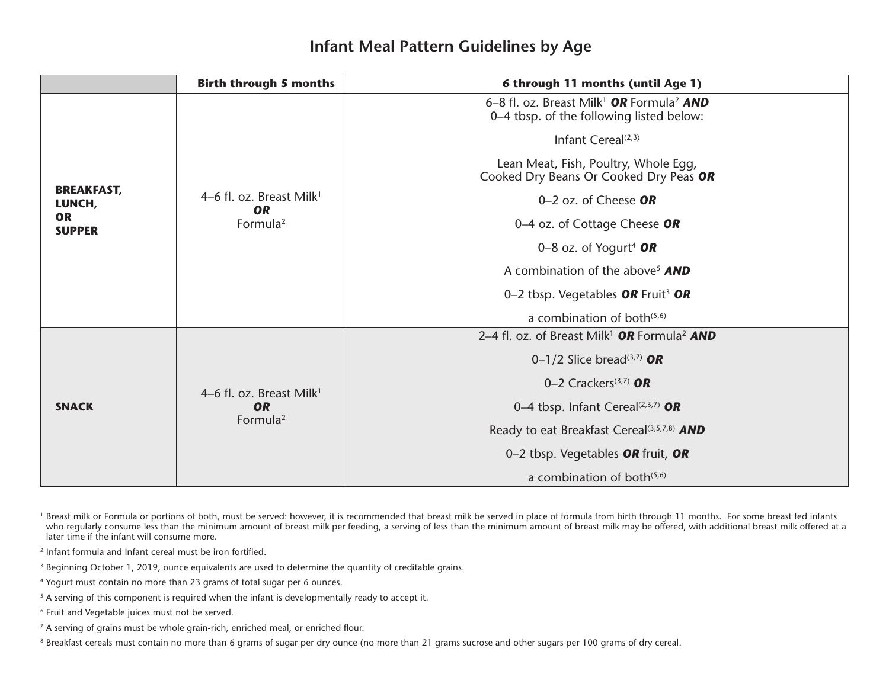# Infant Meal Pattern Guidelines by Age

| | Birth through 5 months | 6 through 11 months (until Age 1) |
|---|---|---|
| **BREAKFAST, LUNCH, OR SUPPER** | 4–6 fl. oz. Breast Milk[1] ***OR*** Formula[2] | 6–8 fl. oz. Breast Milk[1] ***OR*** Formula[2] ***AND***<br>0–4 tbsp. of the following listed below:<br>Infant Cereal[2,3]<br>Lean Meat, Fish, Poultry, Whole Egg, Cooked Dry Beans Or Cooked Dry Peas ***OR***<br>0–2 oz. of Cheese ***OR***<br>0–4 oz. of Cottage Cheese ***OR***<br>0–8 oz. of Yogurt[4] ***OR***<br>A combination of the above[5] ***AND***<br>0–2 tbsp. Vegetables ***OR*** Fruit[3] ***OR***<br>a combination of both[5,6] |
| **SNACK** | 4–6 fl. oz. Breast Milk[1] ***OR*** Formula[2] | 2–4 fl. oz. of Breast Milk[1] ***OR*** Formula[2] ***AND***<br>0–1/2 Slice bread[3,7] ***OR***<br>0–2 Crackers[3,7] ***OR***<br>0–4 tbsp. Infant Cereal[2,3,7] ***OR***<br>Ready to eat Breakfast Cereal[3,5,7,8] ***AND***<br>0–2 tbsp. Vegetables ***OR*** fruit, ***OR***<br>a combination of both[5,6] |

[1] Breast milk or Formula or portions of both, must be served: however, it is recommended that breast milk be served in place of formula from birth through 11 months. For some breast fed infants who regularly consume less than the minimum amount of breast milk per feeding, a serving of less than the minimum amount of breast milk may be offered, with additional breast milk offered at a later time if the infant will consume more.

[2] Infant formula and Infant cereal must be iron fortified.

[3] Beginning October 1, 2019, ounce equivalents are used to determine the quantity of creditable grains.

[4] Yogurt must contain no more than 23 grams of total sugar per 6 ounces.

[5] A serving of this component is required when the infant is developmentally ready to accept it.

[6] Fruit and Vegetable juices must not be served.

[7] A serving of grains must be whole grain-rich, enriched meal, or enriched flour.

[8] Breakfast cereals must contain no more than 6 grams of sugar per dry ounce (no more than 21 grams sucrose and other sugars per 100 grams of dry cereal.